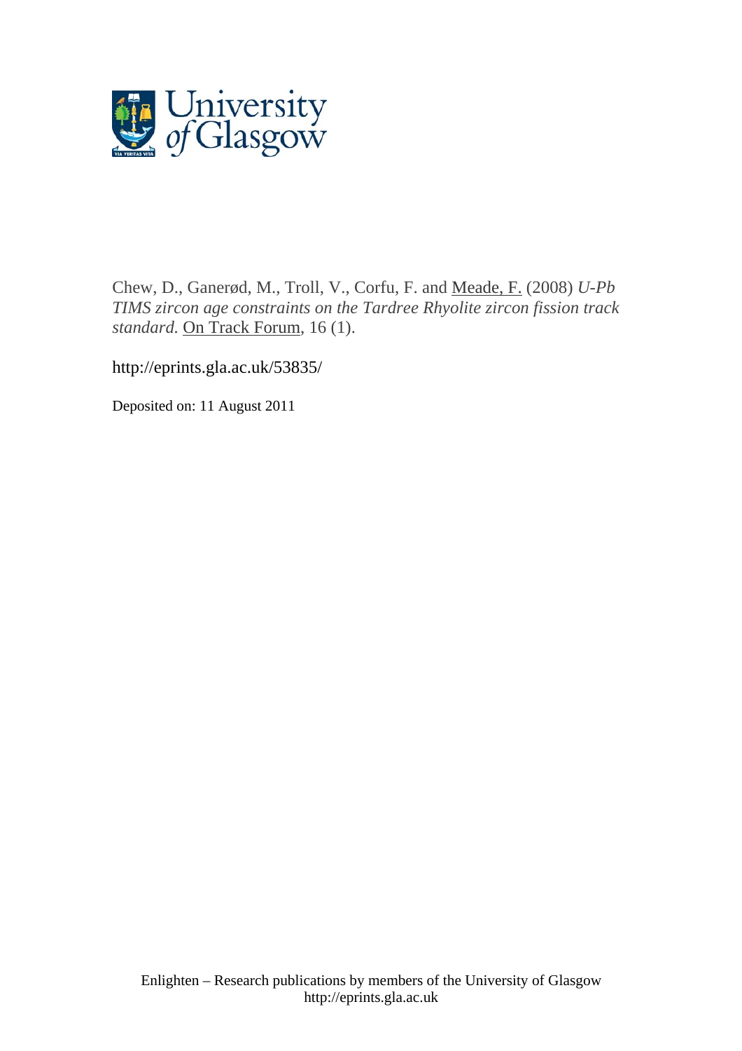Chew, D., Ganerød, M., Troll, V., Corfu, F. and Meade, F. (2008) *U-Pb TIMS zircon age constraints on the Tardree Rhyolite zircon fission track standard.* On Track Forum, 16 (1).

http://eprints.gla.ac.uk/53835/

Deposited on: 11 August 2011

Enlighten – Research publications by members of the University of Glasgow
http://eprints.gla.ac.uk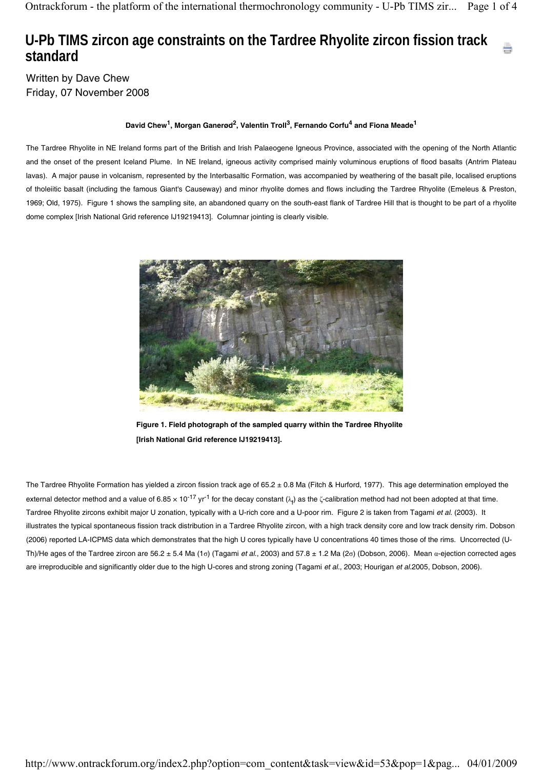# U-Pb TIMS zircon age constraints on the Tardree Rhyolite zircon fission track standard

Written by Dave Chew
Friday, 07 November 2008

**David Chew[1], Morgan Ganerød[2], Valentin Troll[3], Fernando Corfu[4] and Fiona Meade[1]**

The Tardree Rhyolite in NE Ireland forms part of the British and Irish Palaeogene Igneous Province, associated with the opening of the North Atlantic and the onset of the present Iceland Plume. In NE Ireland, igneous activity comprised mainly voluminous eruptions of flood basalts (Antrim Plateau lavas). A major pause in volcanism, represented by the Interbasaltic Formation, was accompanied by weathering of the basalt pile, localised eruptions of tholeiitic basalt (including the famous Giant's Causeway) and minor rhyolite domes and flows including the Tardree Rhyolite (Emeleus & Preston, 1969; Old, 1975). Figure 1 shows the sampling site, an abandoned quarry on the south-east flank of Tardree Hill that is thought to be part of a rhyolite dome complex [Irish National Grid reference IJ19219413]. Columnar jointing is clearly visible.

**Figure 1. Field photograph of the sampled quarry within the Tardree Rhyolite [Irish National Grid reference IJ19219413].**

The Tardree Rhyolite Formation has yielded a zircon fission track age of 65.2 ± 0.8 Ma (Fitch & Hurford, 1977). This age determination employed the external detector method and a value of $6.85 \times 10^{-17}$ $yr^{-1}$ for the decay constant ($\lambda_f$) as the $\zeta$-calibration method had not been adopted at that time. Tardree Rhyolite zircons exhibit major U zonation, typically with a U-rich core and a U-poor rim. Figure 2 is taken from Tagami *et al.* (2003). It illustrates the typical spontaneous fission track distribution in a Tardree Rhyolite zircon, with a high track density core and low track density rim. Dobson (2006) reported LA-ICPMS data which demonstrates that the high U cores typically have U concentrations 40 times those of the rims. Uncorrected (U-Th)/He ages of the Tardree zircon are 56.2 ± 5.4 Ma (1$\sigma$) (Tagami *et al.*, 2003) and 57.8 ± 1.2 Ma (2$\sigma$) (Dobson, 2006). Mean $\alpha$-ejection corrected ages are irreproducible and significantly older due to the high U-cores and strong zoning (Tagami *et al.*, 2003; Hourigan *et al.*2005, Dobson, 2006).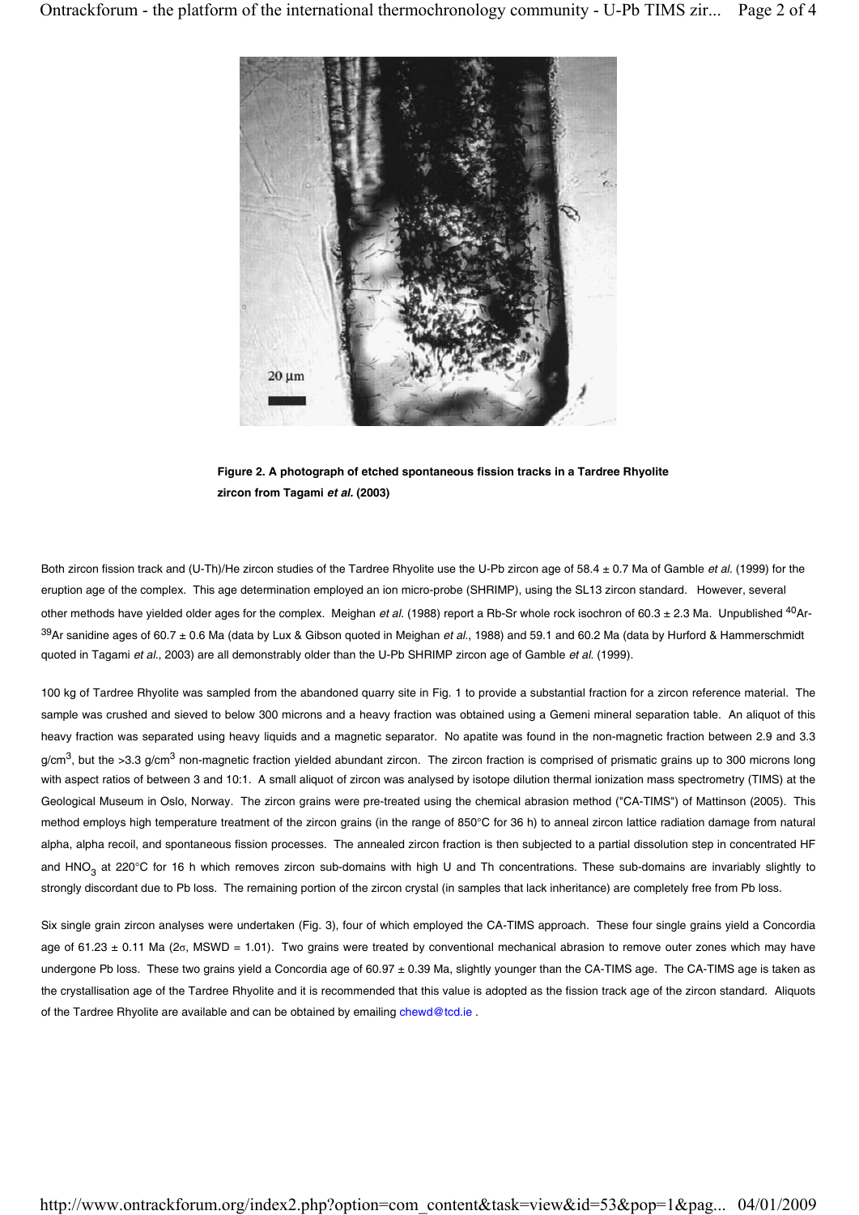**Figure 2. A photograph of etched spontaneous fission tracks in a Tardree Rhyolite zircon from Tagami *et al.* (2003)**

Both zircon fission track and (U-Th)/He zircon studies of the Tardree Rhyolite use the U-Pb zircon age of 58.4 ± 0.7 Ma of Gamble *et al.* (1999) for the eruption age of the complex. This age determination employed an ion micro-probe (SHRIMP), using the SL13 zircon standard. However, several other methods have yielded older ages for the complex. Meighan *et al.* (1988) report a Rb-Sr whole rock isochron of 60.3 ± 2.3 Ma. Unpublished $^{40}Ar$-$^{39}Ar$ sanidine ages of 60.7 ± 0.6 Ma (data by Lux & Gibson quoted in Meighan *et al.*, 1988) and 59.1 and 60.2 Ma (data by Hurford & Hammerschmidt quoted in Tagami *et al.*, 2003) are all demonstrably older than the U-Pb SHRIMP zircon age of Gamble *et al.* (1999).

100 kg of Tardree Rhyolite was sampled from the abandoned quarry site in Fig. 1 to provide a substantial fraction for a zircon reference material. The sample was crushed and sieved to below 300 microns and a heavy fraction was obtained using a Gemeni mineral separation table. An aliquot of this heavy fraction was separated using heavy liquids and a magnetic separator. No apatite was found in the non-magnetic fraction between 2.9 and 3.3 $g/cm^3$, but the >3.3 $g/cm^3$ non-magnetic fraction yielded abundant zircon. The zircon fraction is comprised of prismatic grains up to 300 microns long with aspect ratios of between 3 and 10:1. A small aliquot of zircon was analysed by isotope dilution thermal ionization mass spectrometry (TIMS) at the Geological Museum in Oslo, Norway. The zircon grains were pre-treated using the chemical abrasion method ("CA-TIMS") of Mattinson (2005). This method employs high temperature treatment of the zircon grains (in the range of 850°C for 36 h) to anneal zircon lattice radiation damage from natural alpha, alpha recoil, and spontaneous fission processes. The annealed zircon fraction is then subjected to a partial dissolution step in concentrated HF and $HNO_3$ at 220°C for 16 h which removes zircon sub-domains with high U and Th concentrations. These sub-domains are invariably slightly to strongly discordant due to Pb loss. The remaining portion of the zircon crystal (in samples that lack inheritance) are completely free from Pb loss.

Six single grain zircon analyses were undertaken (Fig. 3), four of which employed the CA-TIMS approach. These four single grains yield a Concordia age of 61.23 ± 0.11 Ma ($2\sigma$, MSWD = 1.01). Two grains were treated by conventional mechanical abrasion to remove outer zones which may have undergone Pb loss. These two grains yield a Concordia age of 60.97 ± 0.39 Ma, slightly younger than the CA-TIMS age. The CA-TIMS age is taken as the crystallisation age of the Tardree Rhyolite and it is recommended that this value is adopted as the fission track age of the zircon standard. Aliquots of the Tardree Rhyolite are available and can be obtained by emailing chewd@tcd.ie .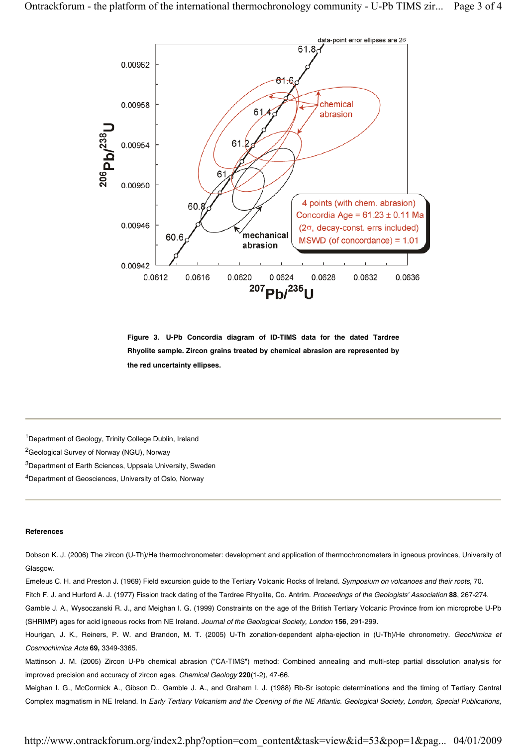**Figure 3. U-Pb Concordia diagram of ID-TIMS data for the dated Tardree Rhyolite sample. Zircon grains treated by chemical abrasion are represented by the red uncertainty ellipses.**

---

[1]Department of Geology, Trinity College Dublin, Ireland

[2]Geological Survey of Norway (NGU), Norway

[3]Department of Earth Sciences, Uppsala University, Sweden

[4]Department of Geosciences, University of Oslo, Norway

---

**References**

Dobson K. J. (2006) The zircon (U-Th)/He thermochronometer: development and application of thermochronometers in igneous provinces, University of Glasgow.

Emeleus C. H. and Preston J. (1969) Field excursion guide to the Tertiary Volcanic Rocks of Ireland. *Symposium on volcanoes and their roots*, 70.

Fitch F. J. and Hurford A. J. (1977) Fission track dating of the Tardree Rhyolite, Co. Antrim. *Proceedings of the Geologists' Association* **88**, 267-274.

Gamble J. A., Wysoczanski R. J., and Meighan I. G. (1999) Constraints on the age of the British Tertiary Volcanic Province from ion microprobe U-Pb (SHRIMP) ages for acid igneous rocks from NE Ireland. *Journal of the Geological Society, London* **156**, 291-299.

Hourigan, J. K., Reiners, P. W. and Brandon, M. T. (2005) U-Th zonation-dependent alpha-ejection in (U-Th)/He chronometry. *Geochimica et Cosmochimica Acta* **69,** 3349-3365.

Mattinson J. M. (2005) Zircon U-Pb chemical abrasion ("CA-TIMS") method: Combined annealing and multi-step partial dissolution analysis for improved precision and accuracy of zircon ages. *Chemical Geology* **220**(1-2), 47-66.

Meighan I. G., McCormick A., Gibson D., Gamble J. A., and Graham I. J. (1988) Rb-Sr isotopic determinations and the timing of Tertiary Central Complex magmatism in NE Ireland. In *Early Tertiary Volcanism and the Opening of the NE Atlantic. Geological Society, London, Special Publications*,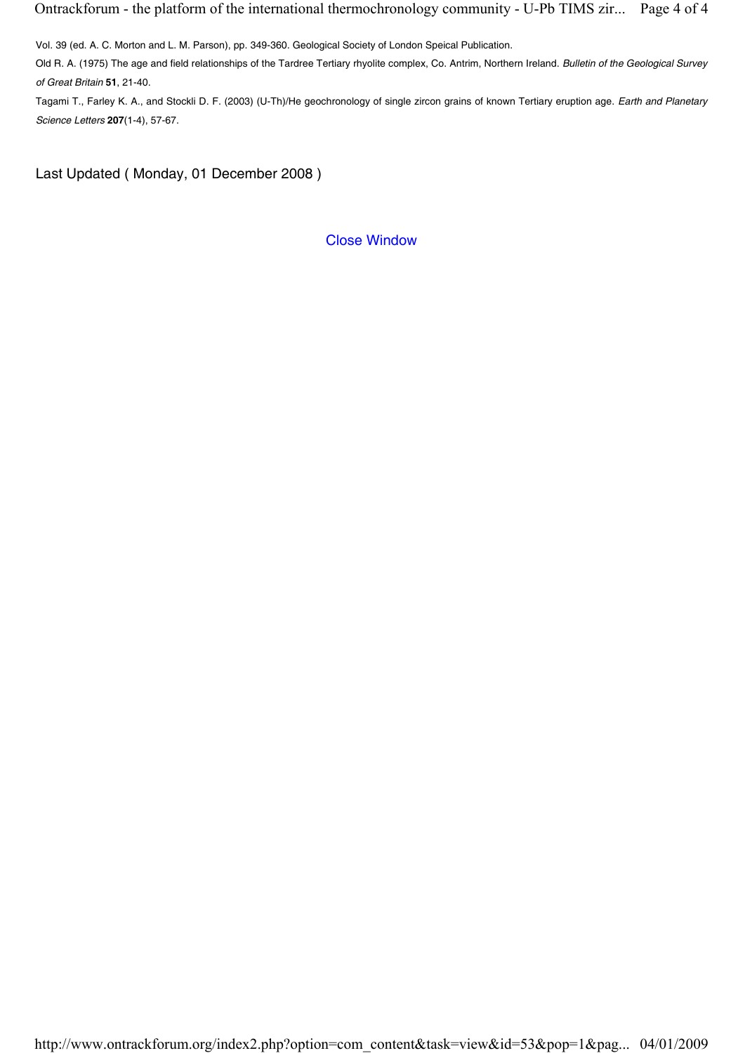Vol. 39 (ed. A. C. Morton and L. M. Parson), pp. 349-360. Geological Society of London Speical Publication.

Old R. A. (1975) The age and field relationships of the Tardree Tertiary rhyolite complex, Co. Antrim, Northern Ireland. *Bulletin of the Geological Survey of Great Britain* **51**, 21-40.

Tagami T., Farley K. A., and Stockli D. F. (2003) (U-Th)/He geochronology of single zircon grains of known Tertiary eruption age. *Earth and Planetary Science Letters* **207**(1-4), 57-67.

Last Updated ( Monday, 01 December 2008 )

Close Window